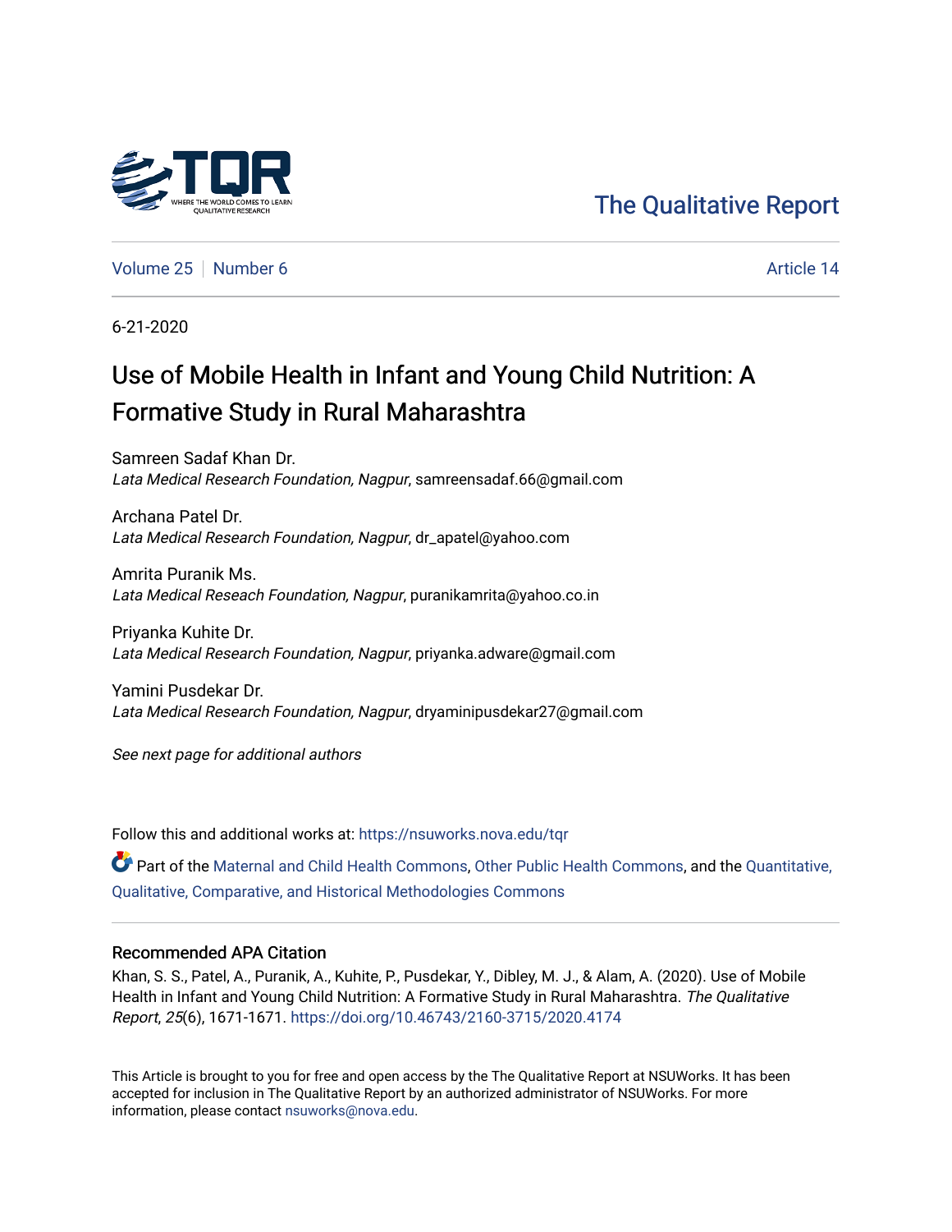The Qualitative Report

Volume 25 | Number 6 | Article 14

6-21-2020

# Use of Mobile Health in Infant and Young Child Nutrition: A Formative Study in Rural Maharashtra

Samreen Sadaf Khan Dr.
*Lata Medical Research Foundation, Nagpur*, samreensadaf.66@gmail.com

Archana Patel Dr.
*Lata Medical Research Foundation, Nagpur*, dr_apatel@yahoo.com

Amrita Puranik Ms.
*Lata Medical Reseach Foundation, Nagpur*, puranikamrita@yahoo.co.in

Priyanka Kuhite Dr.
*Lata Medical Research Foundation, Nagpur*, priyanka.adware@gmail.com

Yamini Pusdekar Dr.
*Lata Medical Research Foundation, Nagpur*, dryaminipusdekar27@gmail.com

*See next page for additional authors*

Follow this and additional works at: https://nsuworks.nova.edu/tqr

Part of the Maternal and Child Health Commons, Other Public Health Commons, and the Quantitative, Qualitative, Comparative, and Historical Methodologies Commons

## Recommended APA Citation

Khan, S. S., Patel, A., Puranik, A., Kuhite, P., Pusdekar, Y., Dibley, M. J., & Alam, A. (2020). Use of Mobile Health in Infant and Young Child Nutrition: A Formative Study in Rural Maharashtra. *The Qualitative Report*, *25*(6), 1671-1671. https://doi.org/10.46743/2160-3715/2020.4174

This Article is brought to you for free and open access by the The Qualitative Report at NSUWorks. It has been accepted for inclusion in The Qualitative Report by an authorized administrator of NSUWorks. For more information, please contact nsuworks@nova.edu.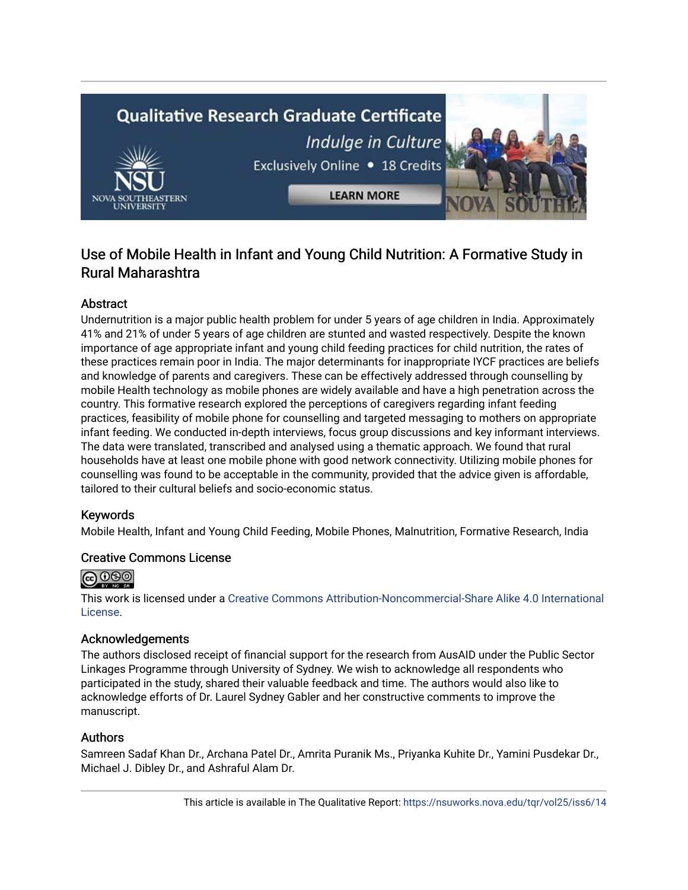# Use of Mobile Health in Infant and Young Child Nutrition: A Formative Study in Rural Maharashtra

## Abstract

Undernutrition is a major public health problem for under 5 years of age children in India. Approximately 41% and 21% of under 5 years of age children are stunted and wasted respectively. Despite the known importance of age appropriate infant and young child feeding practices for child nutrition, the rates of these practices remain poor in India. The major determinants for inappropriate IYCF practices are beliefs and knowledge of parents and caregivers. These can be effectively addressed through counselling by mobile Health technology as mobile phones are widely available and have a high penetration across the country. This formative research explored the perceptions of caregivers regarding infant feeding practices, feasibility of mobile phone for counselling and targeted messaging to mothers on appropriate infant feeding. We conducted in-depth interviews, focus group discussions and key informant interviews. The data were translated, transcribed and analysed using a thematic approach. We found that rural households have at least one mobile phone with good network connectivity. Utilizing mobile phones for counselling was found to be acceptable in the community, provided that the advice given is affordable, tailored to their cultural beliefs and socio-economic status.

## Keywords

Mobile Health, Infant and Young Child Feeding, Mobile Phones, Malnutrition, Formative Research, India

## Creative Commons License

This work is licensed under a Creative Commons Attribution-Noncommercial-Share Alike 4.0 International License.

## Acknowledgements

The authors disclosed receipt of financial support for the research from AusAID under the Public Sector Linkages Programme through University of Sydney. We wish to acknowledge all respondents who participated in the study, shared their valuable feedback and time. The authors would also like to acknowledge efforts of Dr. Laurel Sydney Gabler and her constructive comments to improve the manuscript.

## Authors

Samreen Sadaf Khan Dr., Archana Patel Dr., Amrita Puranik Ms., Priyanka Kuhite Dr., Yamini Pusdekar Dr., Michael J. Dibley Dr., and Ashraful Alam Dr.

This article is available in The Qualitative Report: https://nsuworks.nova.edu/tqr/vol25/iss6/14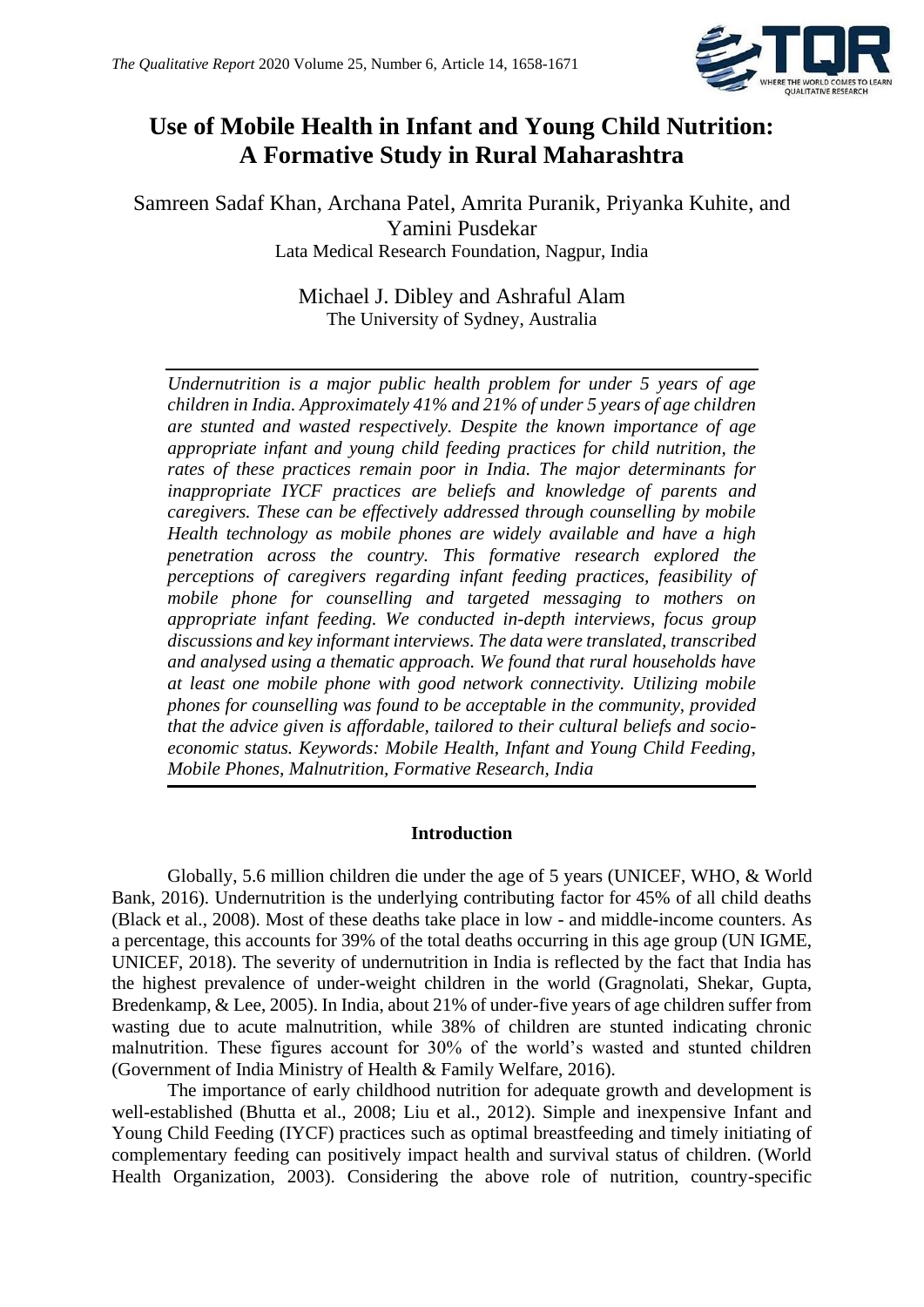# Use of Mobile Health in Infant and Young Child Nutrition: A Formative Study in Rural Maharashtra

Samreen Sadaf Khan, Archana Patel, Amrita Puranik, Priyanka Kuhite, and Yamini Pusdekar
Lata Medical Research Foundation, Nagpur, India

Michael J. Dibley and Ashraful Alam
The University of Sydney, Australia

*Undernutrition is a major public health problem for under 5 years of age children in India. Approximately 41% and 21% of under 5 years of age children are stunted and wasted respectively. Despite the known importance of age appropriate infant and young child feeding practices for child nutrition, the rates of these practices remain poor in India. The major determinants for inappropriate IYCF practices are beliefs and knowledge of parents and caregivers. These can be effectively addressed through counselling by mobile Health technology as mobile phones are widely available and have a high penetration across the country. This formative research explored the perceptions of caregivers regarding infant feeding practices, feasibility of mobile phone for counselling and targeted messaging to mothers on appropriate infant feeding. We conducted in-depth interviews, focus group discussions and key informant interviews. The data were translated, transcribed and analysed using a thematic approach. We found that rural households have at least one mobile phone with good network connectivity. Utilizing mobile phones for counselling was found to be acceptable in the community, provided that the advice given is affordable, tailored to their cultural beliefs and socio-economic status. Keywords: Mobile Health, Infant and Young Child Feeding, Mobile Phones, Malnutrition, Formative Research, India*

## Introduction

Globally, 5.6 million children die under the age of 5 years (UNICEF, WHO, & World Bank, 2016). Undernutrition is the underlying contributing factor for 45% of all child deaths (Black et al., 2008). Most of these deaths take place in low - and middle-income counters. As a percentage, this accounts for 39% of the total deaths occurring in this age group (UN IGME, UNICEF, 2018). The severity of undernutrition in India is reflected by the fact that India has the highest prevalence of under-weight children in the world (Gragnolati, Shekar, Gupta, Bredenkamp, & Lee, 2005). In India, about 21% of under-five years of age children suffer from wasting due to acute malnutrition, while 38% of children are stunted indicating chronic malnutrition. These figures account for 30% of the world's wasted and stunted children (Government of India Ministry of Health & Family Welfare, 2016).

The importance of early childhood nutrition for adequate growth and development is well-established (Bhutta et al., 2008; Liu et al., 2012). Simple and inexpensive Infant and Young Child Feeding (IYCF) practices such as optimal breastfeeding and timely initiating of complementary feeding can positively impact health and survival status of children. (World Health Organization, 2003). Considering the above role of nutrition, country-specific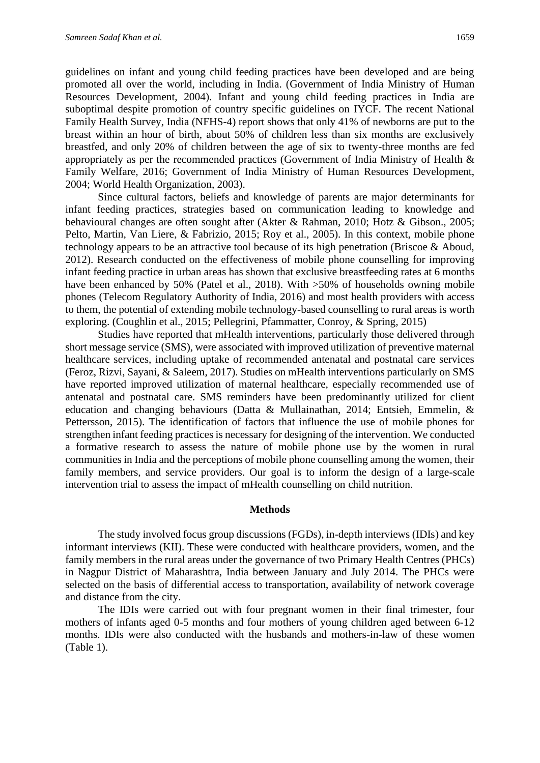guidelines on infant and young child feeding practices have been developed and are being promoted all over the world, including in India. (Government of India Ministry of Human Resources Development, 2004). Infant and young child feeding practices in India are suboptimal despite promotion of country specific guidelines on IYCF. The recent National Family Health Survey, India (NFHS-4) report shows that only 41% of newborns are put to the breast within an hour of birth, about 50% of children less than six months are exclusively breastfed, and only 20% of children between the age of six to twenty-three months are fed appropriately as per the recommended practices (Government of India Ministry of Health & Family Welfare, 2016; Government of India Ministry of Human Resources Development, 2004; World Health Organization, 2003).

Since cultural factors, beliefs and knowledge of parents are major determinants for infant feeding practices, strategies based on communication leading to knowledge and behavioural changes are often sought after (Akter & Rahman, 2010; Hotz & Gibson., 2005; Pelto, Martin, Van Liere, & Fabrizio, 2015; Roy et al., 2005). In this context, mobile phone technology appears to be an attractive tool because of its high penetration (Briscoe & Aboud, 2012). Research conducted on the effectiveness of mobile phone counselling for improving infant feeding practice in urban areas has shown that exclusive breastfeeding rates at 6 months have been enhanced by 50% (Patel et al., 2018). With >50% of households owning mobile phones (Telecom Regulatory Authority of India, 2016) and most health providers with access to them, the potential of extending mobile technology-based counselling to rural areas is worth exploring. (Coughlin et al., 2015; Pellegrini, Pfammatter, Conroy, & Spring, 2015)

Studies have reported that mHealth interventions, particularly those delivered through short message service (SMS), were associated with improved utilization of preventive maternal healthcare services, including uptake of recommended antenatal and postnatal care services (Feroz, Rizvi, Sayani, & Saleem, 2017). Studies on mHealth interventions particularly on SMS have reported improved utilization of maternal healthcare, especially recommended use of antenatal and postnatal care. SMS reminders have been predominantly utilized for client education and changing behaviours (Datta & Mullainathan, 2014; Entsieh, Emmelin, & Pettersson, 2015). The identification of factors that influence the use of mobile phones for strengthen infant feeding practices is necessary for designing of the intervention. We conducted a formative research to assess the nature of mobile phone use by the women in rural communities in India and the perceptions of mobile phone counselling among the women, their family members, and service providers. Our goal is to inform the design of a large-scale intervention trial to assess the impact of mHealth counselling on child nutrition.

## Methods

The study involved focus group discussions (FGDs), in-depth interviews (IDIs) and key informant interviews (KII). These were conducted with healthcare providers, women, and the family members in the rural areas under the governance of two Primary Health Centres (PHCs) in Nagpur District of Maharashtra, India between January and July 2014. The PHCs were selected on the basis of differential access to transportation, availability of network coverage and distance from the city.

The IDIs were carried out with four pregnant women in their final trimester, four mothers of infants aged 0-5 months and four mothers of young children aged between 6-12 months. IDIs were also conducted with the husbands and mothers-in-law of these women (Table 1).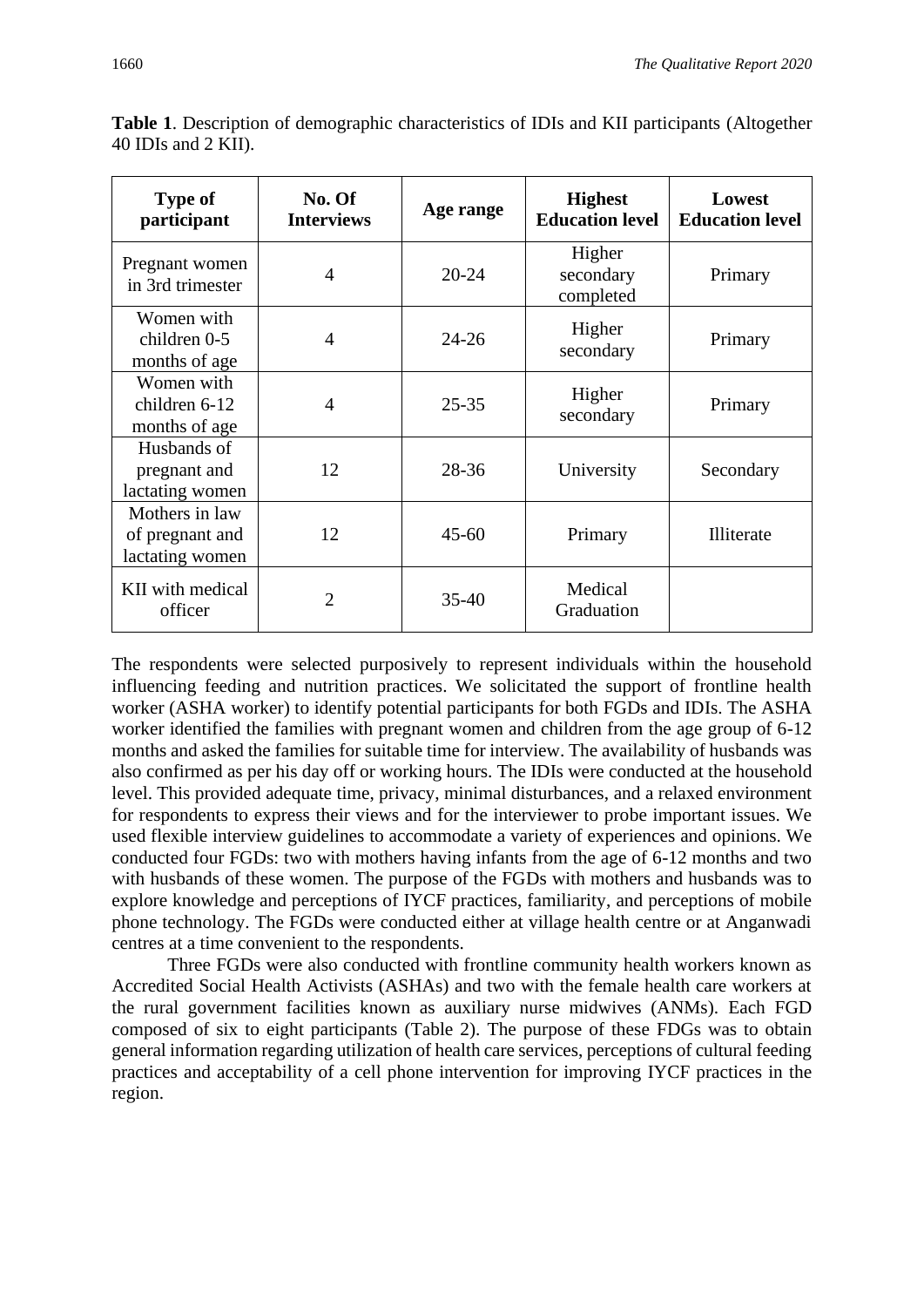**Table 1**. Description of demographic characteristics of IDIs and KII participants (Altogether 40 IDIs and 2 KII).

| Type of participant | No. Of Interviews | Age range | Highest Education level | Lowest Education level |
|---|---|---|---|---|
| Pregnant women in 3rd trimester | 4 | 20-24 | Higher secondary completed | Primary |
| Women with children 0-5 months of age | 4 | 24-26 | Higher secondary | Primary |
| Women with children 6-12 months of age | 4 | 25-35 | Higher secondary | Primary |
| Husbands of pregnant and lactating women | 12 | 28-36 | University | Secondary |
| Mothers in law of pregnant and lactating women | 12 | 45-60 | Primary | Illiterate |
| KII with medical officer | 2 | 35-40 | Medical Graduation | |

The respondents were selected purposively to represent individuals within the household influencing feeding and nutrition practices. We solicitated the support of frontline health worker (ASHA worker) to identify potential participants for both FGDs and IDIs. The ASHA worker identified the families with pregnant women and children from the age group of 6-12 months and asked the families for suitable time for interview. The availability of husbands was also confirmed as per his day off or working hours. The IDIs were conducted at the household level. This provided adequate time, privacy, minimal disturbances, and a relaxed environment for respondents to express their views and for the interviewer to probe important issues. We used flexible interview guidelines to accommodate a variety of experiences and opinions. We conducted four FGDs: two with mothers having infants from the age of 6-12 months and two with husbands of these women. The purpose of the FGDs with mothers and husbands was to explore knowledge and perceptions of IYCF practices, familiarity, and perceptions of mobile phone technology. The FGDs were conducted either at village health centre or at Anganwadi centres at a time convenient to the respondents.

Three FGDs were also conducted with frontline community health workers known as Accredited Social Health Activists (ASHAs) and two with the female health care workers at the rural government facilities known as auxiliary nurse midwives (ANMs). Each FGD composed of six to eight participants (Table 2). The purpose of these FDGs was to obtain general information regarding utilization of health care services, perceptions of cultural feeding practices and acceptability of a cell phone intervention for improving IYCF practices in the region.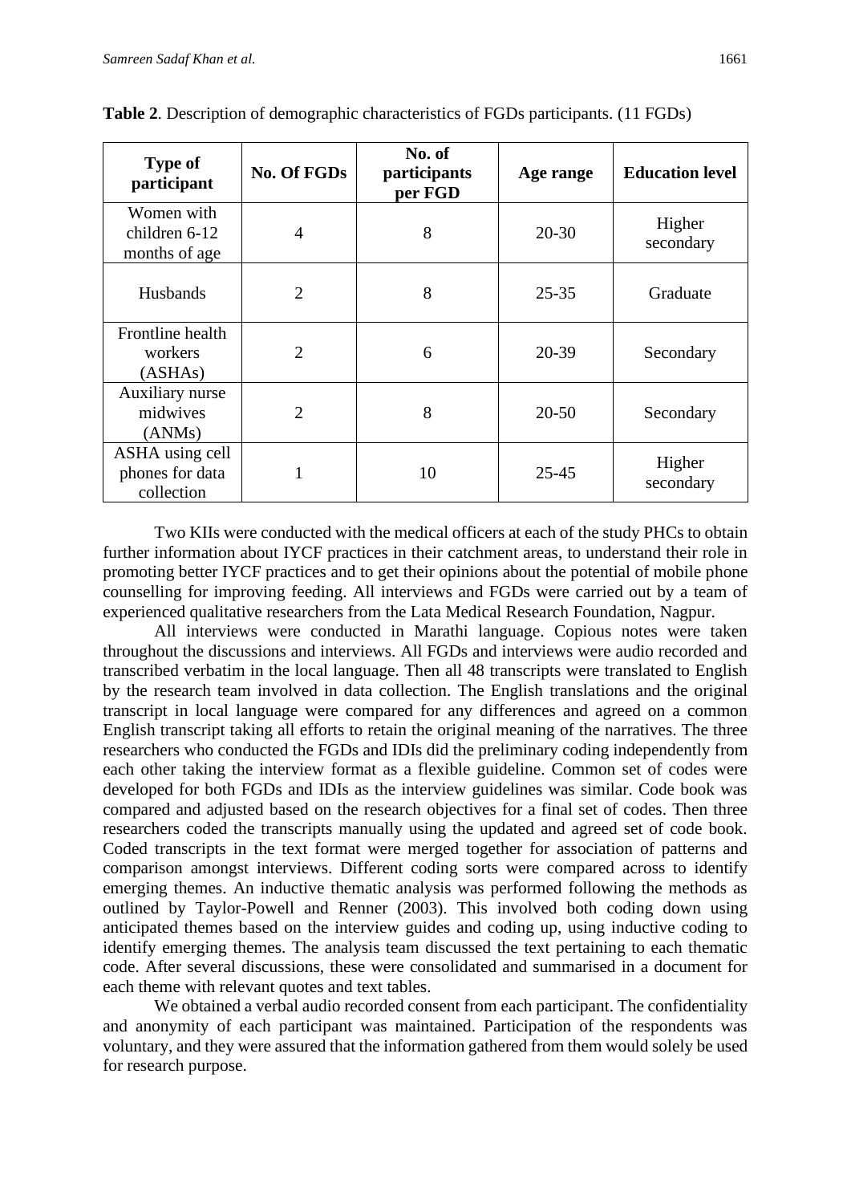**Table 2**. Description of demographic characteristics of FGDs participants. (11 FGDs)

| Type of participant | No. Of FGDs | No. of participants per FGD | Age range | Education level |
|---|---|---|---|---|
| Women with children 6-12 months of age | 4 | 8 | 20-30 | Higher secondary |
| Husbands | 2 | 8 | 25-35 | Graduate |
| Frontline health workers (ASHAs) | 2 | 6 | 20-39 | Secondary |
| Auxiliary nurse midwives (ANMs) | 2 | 8 | 20-50 | Secondary |
| ASHA using cell phones for data collection | 1 | 10 | 25-45 | Higher secondary |

Two KIIs were conducted with the medical officers at each of the study PHCs to obtain further information about IYCF practices in their catchment areas, to understand their role in promoting better IYCF practices and to get their opinions about the potential of mobile phone counselling for improving feeding. All interviews and FGDs were carried out by a team of experienced qualitative researchers from the Lata Medical Research Foundation, Nagpur.

All interviews were conducted in Marathi language. Copious notes were taken throughout the discussions and interviews. All FGDs and interviews were audio recorded and transcribed verbatim in the local language. Then all 48 transcripts were translated to English by the research team involved in data collection. The English translations and the original transcript in local language were compared for any differences and agreed on a common English transcript taking all efforts to retain the original meaning of the narratives. The three researchers who conducted the FGDs and IDIs did the preliminary coding independently from each other taking the interview format as a flexible guideline. Common set of codes were developed for both FGDs and IDIs as the interview guidelines was similar. Code book was compared and adjusted based on the research objectives for a final set of codes. Then three researchers coded the transcripts manually using the updated and agreed set of code book. Coded transcripts in the text format were merged together for association of patterns and comparison amongst interviews. Different coding sorts were compared across to identify emerging themes. An inductive thematic analysis was performed following the methods as outlined by Taylor-Powell and Renner (2003). This involved both coding down using anticipated themes based on the interview guides and coding up, using inductive coding to identify emerging themes. The analysis team discussed the text pertaining to each thematic code. After several discussions, these were consolidated and summarised in a document for each theme with relevant quotes and text tables.

We obtained a verbal audio recorded consent from each participant. The confidentiality and anonymity of each participant was maintained. Participation of the respondents was voluntary, and they were assured that the information gathered from them would solely be used for research purpose.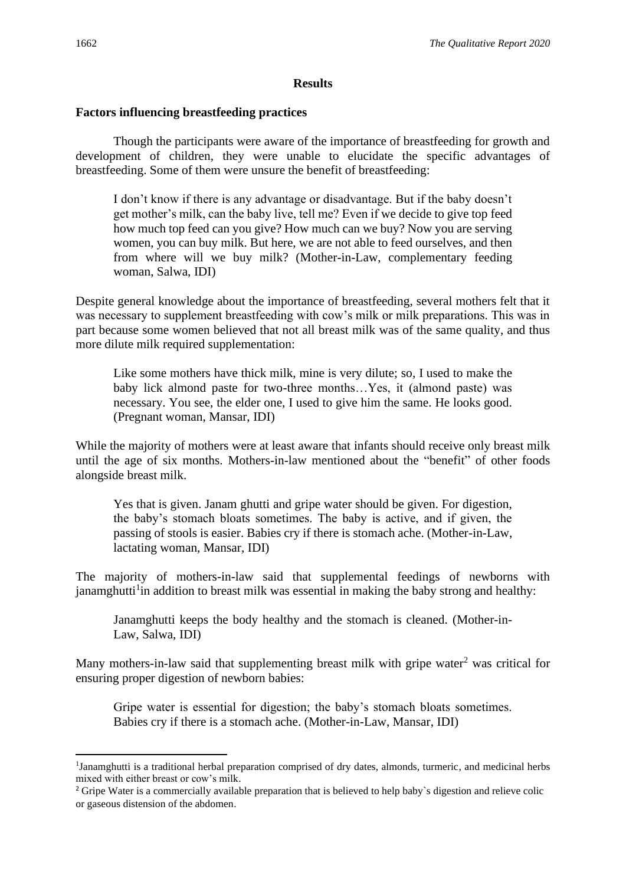## Results

### Factors influencing breastfeeding practices

Though the participants were aware of the importance of breastfeeding for growth and development of children, they were unable to elucidate the specific advantages of breastfeeding. Some of them were unsure the benefit of breastfeeding:

> I don't know if there is any advantage or disadvantage. But if the baby doesn't get mother's milk, can the baby live, tell me? Even if we decide to give top feed how much top feed can you give? How much can we buy? Now you are serving women, you can buy milk. But here, we are not able to feed ourselves, and then from where will we buy milk? (Mother-in-Law, complementary feeding woman, Salwa, IDI)

Despite general knowledge about the importance of breastfeeding, several mothers felt that it was necessary to supplement breastfeeding with cow's milk or milk preparations. This was in part because some women believed that not all breast milk was of the same quality, and thus more dilute milk required supplementation:

> Like some mothers have thick milk, mine is very dilute; so, I used to make the baby lick almond paste for two-three months…Yes, it (almond paste) was necessary. You see, the elder one, I used to give him the same. He looks good. (Pregnant woman, Mansar, IDI)

While the majority of mothers were at least aware that infants should receive only breast milk until the age of six months. Mothers-in-law mentioned about the "benefit" of other foods alongside breast milk.

> Yes that is given. Janam ghutti and gripe water should be given. For digestion, the baby's stomach bloats sometimes. The baby is active, and if given, the passing of stools is easier. Babies cry if there is stomach ache. (Mother-in-Law, lactating woman, Mansar, IDI)

The majority of mothers-in-law said that supplemental feedings of newborns with janamghutti[1]in addition to breast milk was essential in making the baby strong and healthy:

> Janamghutti keeps the body healthy and the stomach is cleaned. (Mother-in-Law, Salwa, IDI)

Many mothers-in-law said that supplementing breast milk with gripe water[2] was critical for ensuring proper digestion of newborn babies:

> Gripe water is essential for digestion; the baby's stomach bloats sometimes. Babies cry if there is a stomach ache. (Mother-in-Law, Mansar, IDI)

---

[1]Janamghutti is a traditional herbal preparation comprised of dry dates, almonds, turmeric, and medicinal herbs mixed with either breast or cow's milk.

[2] Gripe Water is a commercially available preparation that is believed to help baby`s digestion and relieve colic or gaseous distension of the abdomen.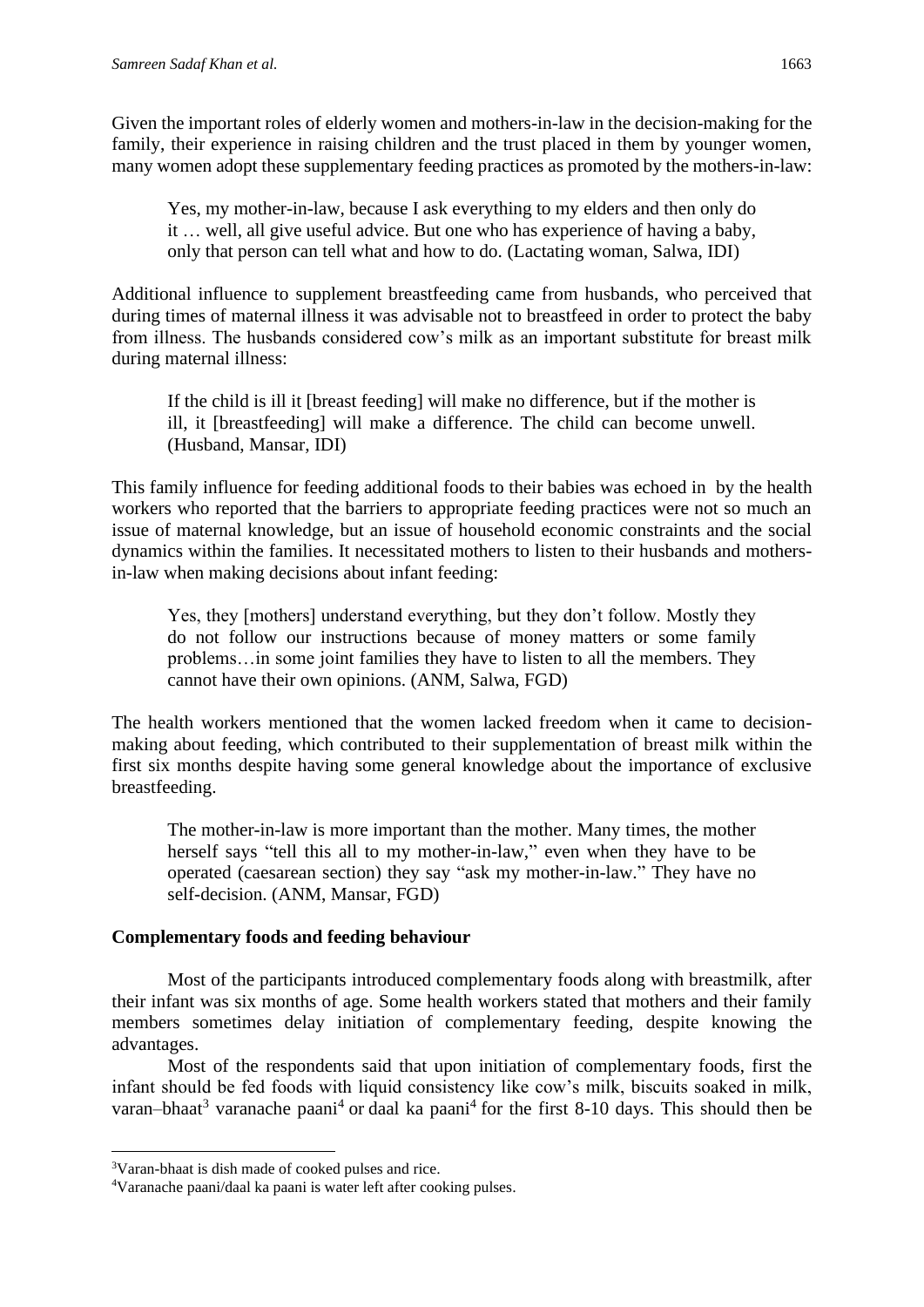Given the important roles of elderly women and mothers-in-law in the decision-making for the family, their experience in raising children and the trust placed in them by younger women, many women adopt these supplementary feeding practices as promoted by the mothers-in-law:

> Yes, my mother-in-law, because I ask everything to my elders and then only do it … well, all give useful advice. But one who has experience of having a baby, only that person can tell what and how to do. (Lactating woman, Salwa, IDI)

Additional influence to supplement breastfeeding came from husbands, who perceived that during times of maternal illness it was advisable not to breastfeed in order to protect the baby from illness. The husbands considered cow's milk as an important substitute for breast milk during maternal illness:

> If the child is ill it [breast feeding] will make no difference, but if the mother is ill, it [breastfeeding] will make a difference. The child can become unwell. (Husband, Mansar, IDI)

This family influence for feeding additional foods to their babies was echoed in by the health workers who reported that the barriers to appropriate feeding practices were not so much an issue of maternal knowledge, but an issue of household economic constraints and the social dynamics within the families. It necessitated mothers to listen to their husbands and mothers-in-law when making decisions about infant feeding:

> Yes, they [mothers] understand everything, but they don't follow. Mostly they do not follow our instructions because of money matters or some family problems…in some joint families they have to listen to all the members. They cannot have their own opinions. (ANM, Salwa, FGD)

The health workers mentioned that the women lacked freedom when it came to decision-making about feeding, which contributed to their supplementation of breast milk within the first six months despite having some general knowledge about the importance of exclusive breastfeeding.

> The mother-in-law is more important than the mother. Many times, the mother herself says "tell this all to my mother-in-law," even when they have to be operated (caesarean section) they say "ask my mother-in-law." They have no self-decision. (ANM, Mansar, FGD)

**Complementary foods and feeding behaviour**

Most of the participants introduced complementary foods along with breastmilk, after their infant was six months of age. Some health workers stated that mothers and their family members sometimes delay initiation of complementary feeding, despite knowing the advantages.

Most of the respondents said that upon initiation of complementary foods, first the infant should be fed foods with liquid consistency like cow's milk, biscuits soaked in milk, varan–bhaat[3] varanache paani[4] or daal ka paani[4] for the first 8-10 days. This should then be

---

[3]Varan-bhaat is dish made of cooked pulses and rice.

[4]Varanache paani/daal ka paani is water left after cooking pulses.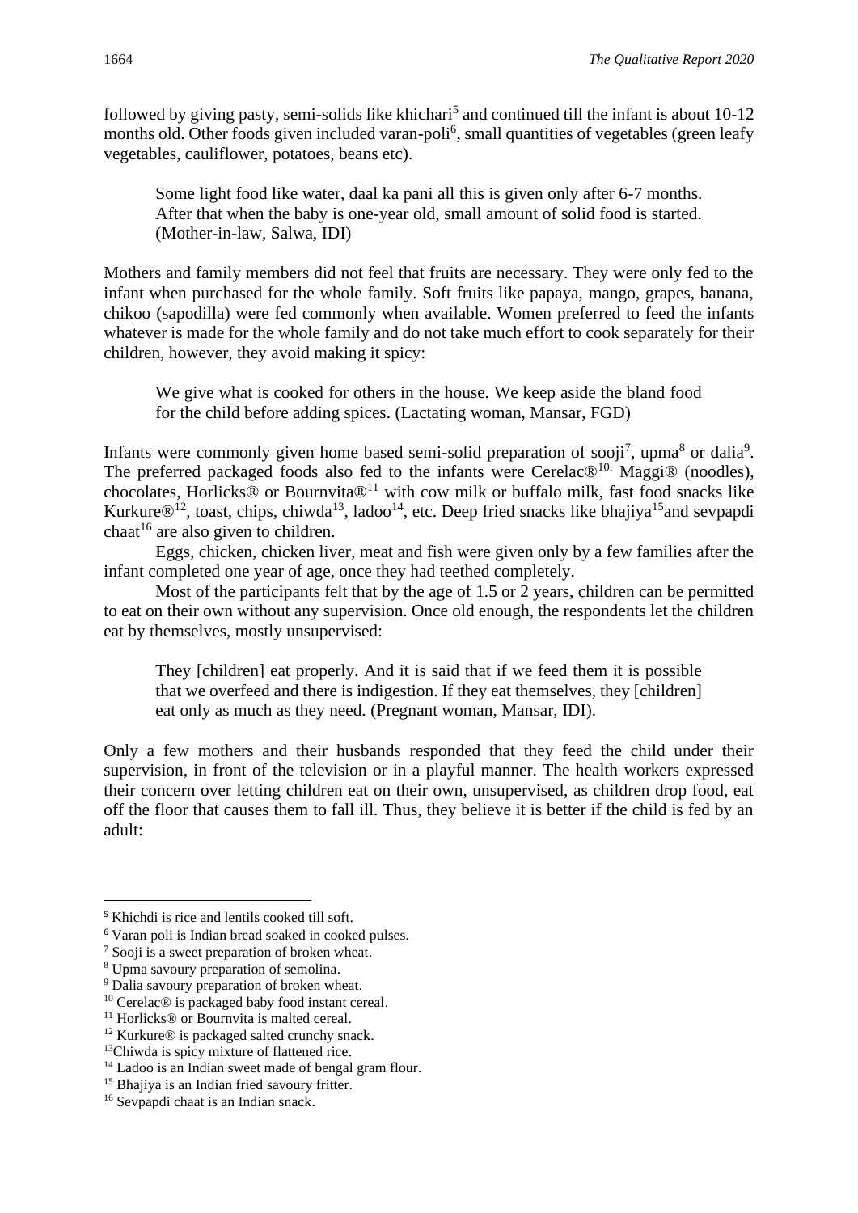followed by giving pasty, semi-solids like khichari[5] and continued till the infant is about 10-12 months old. Other foods given included varan-poli[6], small quantities of vegetables (green leafy vegetables, cauliflower, potatoes, beans etc).

> Some light food like water, daal ka pani all this is given only after 6-7 months. After that when the baby is one-year old, small amount of solid food is started. (Mother-in-law, Salwa, IDI)

Mothers and family members did not feel that fruits are necessary. They were only fed to the infant when purchased for the whole family. Soft fruits like papaya, mango, grapes, banana, chikoo (sapodilla) were fed commonly when available. Women preferred to feed the infants whatever is made for the whole family and do not take much effort to cook separately for their children, however, they avoid making it spicy:

> We give what is cooked for others in the house. We keep aside the bland food for the child before adding spices. (Lactating woman, Mansar, FGD)

Infants were commonly given home based semi-solid preparation of sooji[7], upma[8] or dalia[9]. The preferred packaged foods also fed to the infants were Cerelac®[10.] Maggi® (noodles), chocolates, Horlicks® or Bournvita®[11] with cow milk or buffalo milk, fast food snacks like Kurkure®[12], toast, chips, chiwda[13], ladoo[14], etc. Deep fried snacks like bhajiya[15]and sevpapdi chaat[16] are also given to children.

Eggs, chicken, chicken liver, meat and fish were given only by a few families after the infant completed one year of age, once they had teethed completely.

Most of the participants felt that by the age of 1.5 or 2 years, children can be permitted to eat on their own without any supervision. Once old enough, the respondents let the children eat by themselves, mostly unsupervised:

> They [children] eat properly. And it is said that if we feed them it is possible that we overfeed and there is indigestion. If they eat themselves, they [children] eat only as much as they need. (Pregnant woman, Mansar, IDI).

Only a few mothers and their husbands responded that they feed the child under their supervision, in front of the television or in a playful manner. The health workers expressed their concern over letting children eat on their own, unsupervised, as children drop food, eat off the floor that causes them to fall ill. Thus, they believe it is better if the child is fed by an adult:

---

[5] Khichdi is rice and lentils cooked till soft.
[6] Varan poli is Indian bread soaked in cooked pulses.
[7] Sooji is a sweet preparation of broken wheat.
[8] Upma savoury preparation of semolina.
[9] Dalia savoury preparation of broken wheat.
[10] Cerelac® is packaged baby food instant cereal.
[11] Horlicks® or Bournvita is malted cereal.
[12] Kurkure® is packaged salted crunchy snack.
[13]Chiwda is spicy mixture of flattened rice.
[14] Ladoo is an Indian sweet made of bengal gram flour.
[15] Bhajiya is an Indian fried savoury fritter.
[16] Sevpapdi chaat is an Indian snack.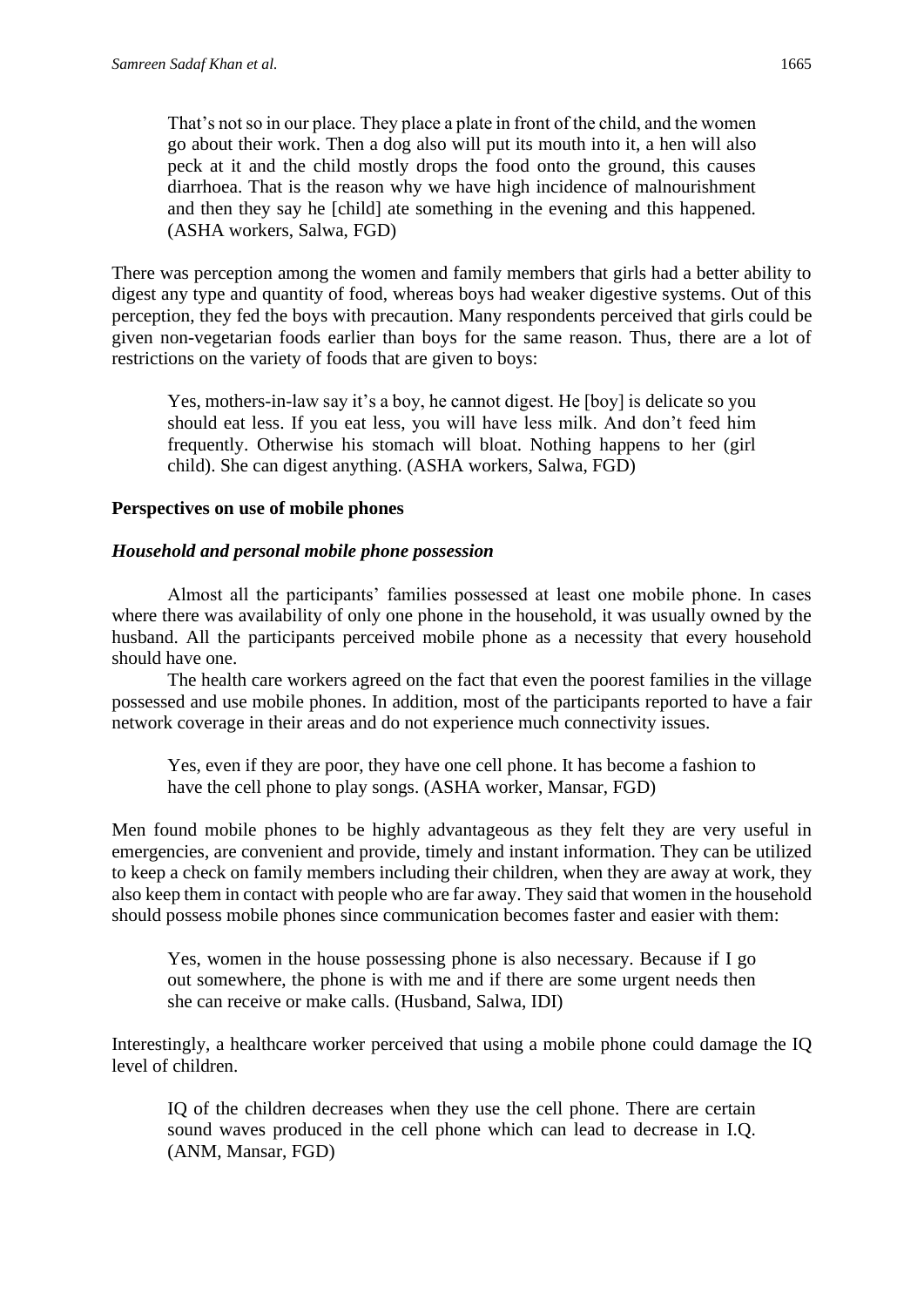> That's not so in our place. They place a plate in front of the child, and the women go about their work. Then a dog also will put its mouth into it, a hen will also peck at it and the child mostly drops the food onto the ground, this causes diarrhoea. That is the reason why we have high incidence of malnourishment and then they say he [child] ate something in the evening and this happened. (ASHA workers, Salwa, FGD)

There was perception among the women and family members that girls had a better ability to digest any type and quantity of food, whereas boys had weaker digestive systems. Out of this perception, they fed the boys with precaution. Many respondents perceived that girls could be given non-vegetarian foods earlier than boys for the same reason. Thus, there are a lot of restrictions on the variety of foods that are given to boys:

> Yes, mothers-in-law say it's a boy, he cannot digest. He [boy] is delicate so you should eat less. If you eat less, you will have less milk. And don't feed him frequently. Otherwise his stomach will bloat. Nothing happens to her (girl child). She can digest anything. (ASHA workers, Salwa, FGD)

**Perspectives on use of mobile phones**

***Household and personal mobile phone possession***

Almost all the participants' families possessed at least one mobile phone. In cases where there was availability of only one phone in the household, it was usually owned by the husband. All the participants perceived mobile phone as a necessity that every household should have one.

The health care workers agreed on the fact that even the poorest families in the village possessed and use mobile phones. In addition, most of the participants reported to have a fair network coverage in their areas and do not experience much connectivity issues.

> Yes, even if they are poor, they have one cell phone. It has become a fashion to have the cell phone to play songs. (ASHA worker, Mansar, FGD)

Men found mobile phones to be highly advantageous as they felt they are very useful in emergencies, are convenient and provide, timely and instant information. They can be utilized to keep a check on family members including their children, when they are away at work, they also keep them in contact with people who are far away. They said that women in the household should possess mobile phones since communication becomes faster and easier with them:

> Yes, women in the house possessing phone is also necessary. Because if I go out somewhere, the phone is with me and if there are some urgent needs then she can receive or make calls. (Husband, Salwa, IDI)

Interestingly, a healthcare worker perceived that using a mobile phone could damage the IQ level of children.

> IQ of the children decreases when they use the cell phone. There are certain sound waves produced in the cell phone which can lead to decrease in I.Q. (ANM, Mansar, FGD)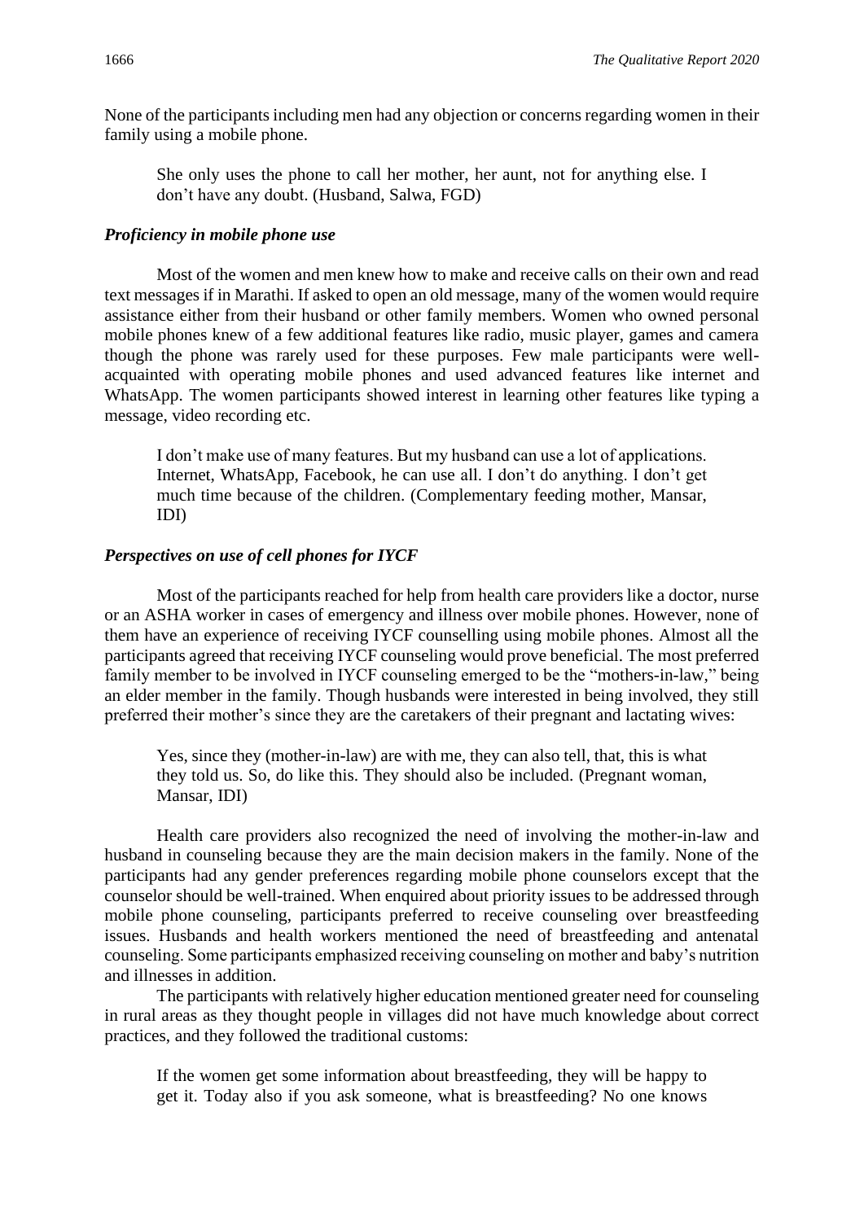None of the participants including men had any objection or concerns regarding women in their family using a mobile phone.

> She only uses the phone to call her mother, her aunt, not for anything else. I don't have any doubt. (Husband, Salwa, FGD)

### *Proficiency in mobile phone use*

Most of the women and men knew how to make and receive calls on their own and read text messages if in Marathi. If asked to open an old message, many of the women would require assistance either from their husband or other family members. Women who owned personal mobile phones knew of a few additional features like radio, music player, games and camera though the phone was rarely used for these purposes. Few male participants were well-acquainted with operating mobile phones and used advanced features like internet and WhatsApp. The women participants showed interest in learning other features like typing a message, video recording etc.

> I don't make use of many features. But my husband can use a lot of applications. Internet, WhatsApp, Facebook, he can use all. I don't do anything. I don't get much time because of the children. (Complementary feeding mother, Mansar, IDI)

### *Perspectives on use of cell phones for IYCF*

Most of the participants reached for help from health care providers like a doctor, nurse or an ASHA worker in cases of emergency and illness over mobile phones. However, none of them have an experience of receiving IYCF counselling using mobile phones. Almost all the participants agreed that receiving IYCF counseling would prove beneficial. The most preferred family member to be involved in IYCF counseling emerged to be the "mothers-in-law," being an elder member in the family. Though husbands were interested in being involved, they still preferred their mother's since they are the caretakers of their pregnant and lactating wives:

> Yes, since they (mother-in-law) are with me, they can also tell, that, this is what they told us. So, do like this. They should also be included. (Pregnant woman, Mansar, IDI)

Health care providers also recognized the need of involving the mother-in-law and husband in counseling because they are the main decision makers in the family. None of the participants had any gender preferences regarding mobile phone counselors except that the counselor should be well-trained. When enquired about priority issues to be addressed through mobile phone counseling, participants preferred to receive counseling over breastfeeding issues. Husbands and health workers mentioned the need of breastfeeding and antenatal counseling. Some participants emphasized receiving counseling on mother and baby's nutrition and illnesses in addition.

The participants with relatively higher education mentioned greater need for counseling in rural areas as they thought people in villages did not have much knowledge about correct practices, and they followed the traditional customs:

> If the women get some information about breastfeeding, they will be happy to get it. Today also if you ask someone, what is breastfeeding? No one knows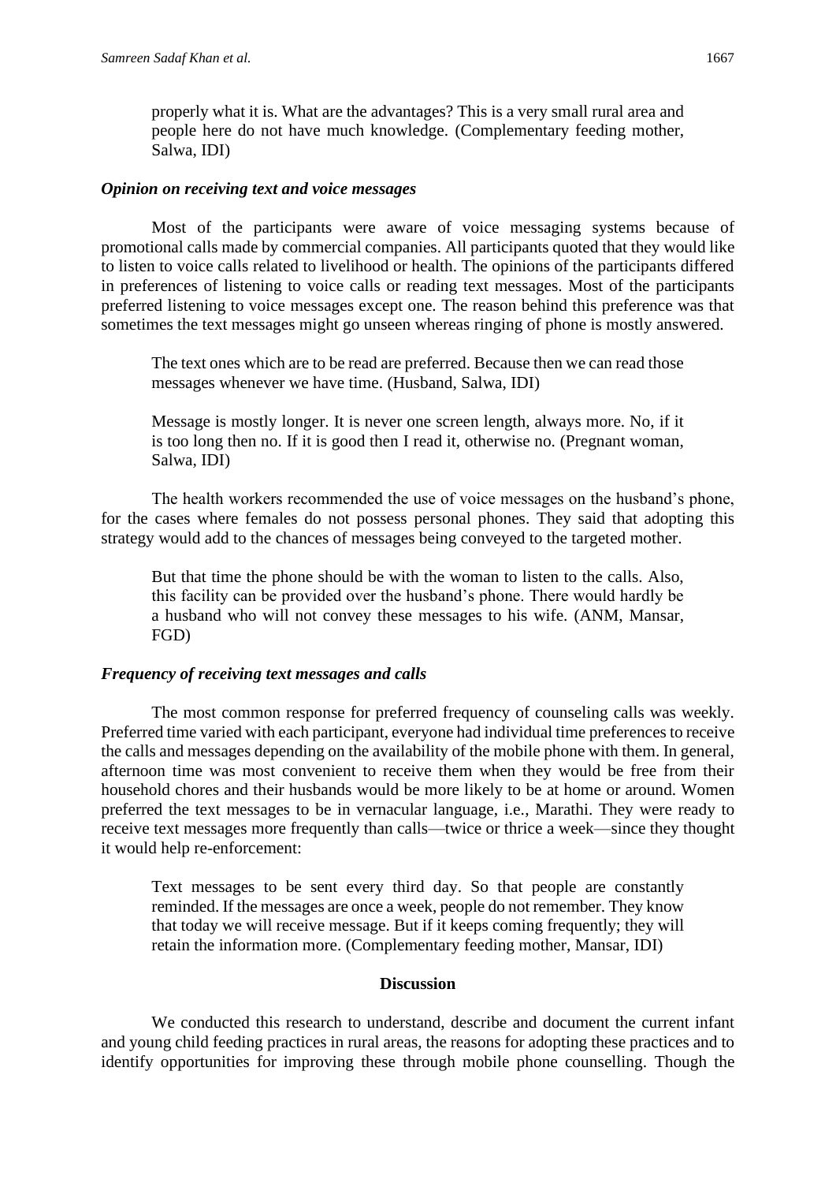properly what it is. What are the advantages? This is a very small rural area and people here do not have much knowledge. (Complementary feeding mother, Salwa, IDI)

### *Opinion on receiving text and voice messages*

Most of the participants were aware of voice messaging systems because of promotional calls made by commercial companies. All participants quoted that they would like to listen to voice calls related to livelihood or health. The opinions of the participants differed in preferences of listening to voice calls or reading text messages. Most of the participants preferred listening to voice messages except one. The reason behind this preference was that sometimes the text messages might go unseen whereas ringing of phone is mostly answered.

> The text ones which are to be read are preferred. Because then we can read those messages whenever we have time. (Husband, Salwa, IDI)

> Message is mostly longer. It is never one screen length, always more. No, if it is too long then no. If it is good then I read it, otherwise no. (Pregnant woman, Salwa, IDI)

The health workers recommended the use of voice messages on the husband's phone, for the cases where females do not possess personal phones. They said that adopting this strategy would add to the chances of messages being conveyed to the targeted mother.

> But that time the phone should be with the woman to listen to the calls. Also, this facility can be provided over the husband's phone. There would hardly be a husband who will not convey these messages to his wife. (ANM, Mansar, FGD)

### *Frequency of receiving text messages and calls*

The most common response for preferred frequency of counseling calls was weekly. Preferred time varied with each participant, everyone had individual time preferences to receive the calls and messages depending on the availability of the mobile phone with them. In general, afternoon time was most convenient to receive them when they would be free from their household chores and their husbands would be more likely to be at home or around. Women preferred the text messages to be in vernacular language, i.e., Marathi. They were ready to receive text messages more frequently than calls—twice or thrice a week—since they thought it would help re-enforcement:

> Text messages to be sent every third day. So that people are constantly reminded. If the messages are once a week, people do not remember. They know that today we will receive message. But if it keeps coming frequently; they will retain the information more. (Complementary feeding mother, Mansar, IDI)

## Discussion

We conducted this research to understand, describe and document the current infant and young child feeding practices in rural areas, the reasons for adopting these practices and to identify opportunities for improving these through mobile phone counselling. Though the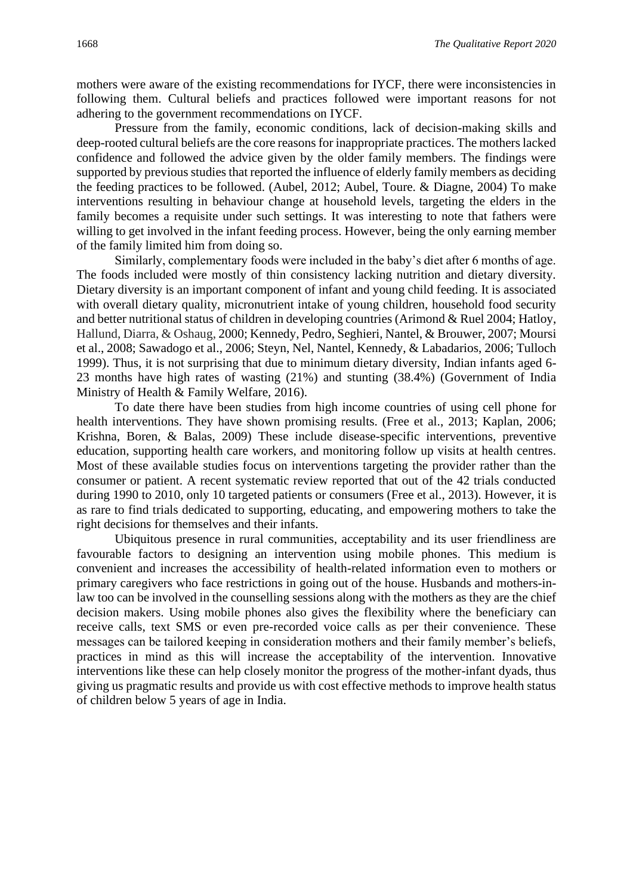mothers were aware of the existing recommendations for IYCF, there were inconsistencies in following them. Cultural beliefs and practices followed were important reasons for not adhering to the government recommendations on IYCF.

Pressure from the family, economic conditions, lack of decision-making skills and deep-rooted cultural beliefs are the core reasons for inappropriate practices. The mothers lacked confidence and followed the advice given by the older family members. The findings were supported by previous studies that reported the influence of elderly family members as deciding the feeding practices to be followed. (Aubel, 2012; Aubel, Toure. & Diagne, 2004) To make interventions resulting in behaviour change at household levels, targeting the elders in the family becomes a requisite under such settings. It was interesting to note that fathers were willing to get involved in the infant feeding process. However, being the only earning member of the family limited him from doing so.

Similarly, complementary foods were included in the baby's diet after 6 months of age. The foods included were mostly of thin consistency lacking nutrition and dietary diversity. Dietary diversity is an important component of infant and young child feeding. It is associated with overall dietary quality, micronutrient intake of young children, household food security and better nutritional status of children in developing countries (Arimond & Ruel 2004; Hatloy, Hallund, Diarra, & Oshaug, 2000; Kennedy, Pedro, Seghieri, Nantel, & Brouwer, 2007; Moursi et al., 2008; Sawadogo et al., 2006; Steyn, Nel, Nantel, Kennedy, & Labadarios, 2006; Tulloch 1999). Thus, it is not surprising that due to minimum dietary diversity, Indian infants aged 6-23 months have high rates of wasting (21%) and stunting (38.4%) (Government of India Ministry of Health & Family Welfare, 2016).

To date there have been studies from high income countries of using cell phone for health interventions. They have shown promising results. (Free et al., 2013; Kaplan, 2006; Krishna, Boren, & Balas, 2009) These include disease-specific interventions, preventive education, supporting health care workers, and monitoring follow up visits at health centres. Most of these available studies focus on interventions targeting the provider rather than the consumer or patient. A recent systematic review reported that out of the 42 trials conducted during 1990 to 2010, only 10 targeted patients or consumers (Free et al., 2013). However, it is as rare to find trials dedicated to supporting, educating, and empowering mothers to take the right decisions for themselves and their infants.

Ubiquitous presence in rural communities, acceptability and its user friendliness are favourable factors to designing an intervention using mobile phones. This medium is convenient and increases the accessibility of health-related information even to mothers or primary caregivers who face restrictions in going out of the house. Husbands and mothers-in-law too can be involved in the counselling sessions along with the mothers as they are the chief decision makers. Using mobile phones also gives the flexibility where the beneficiary can receive calls, text SMS or even pre-recorded voice calls as per their convenience. These messages can be tailored keeping in consideration mothers and their family member's beliefs, practices in mind as this will increase the acceptability of the intervention. Innovative interventions like these can help closely monitor the progress of the mother-infant dyads, thus giving us pragmatic results and provide us with cost effective methods to improve health status of children below 5 years of age in India.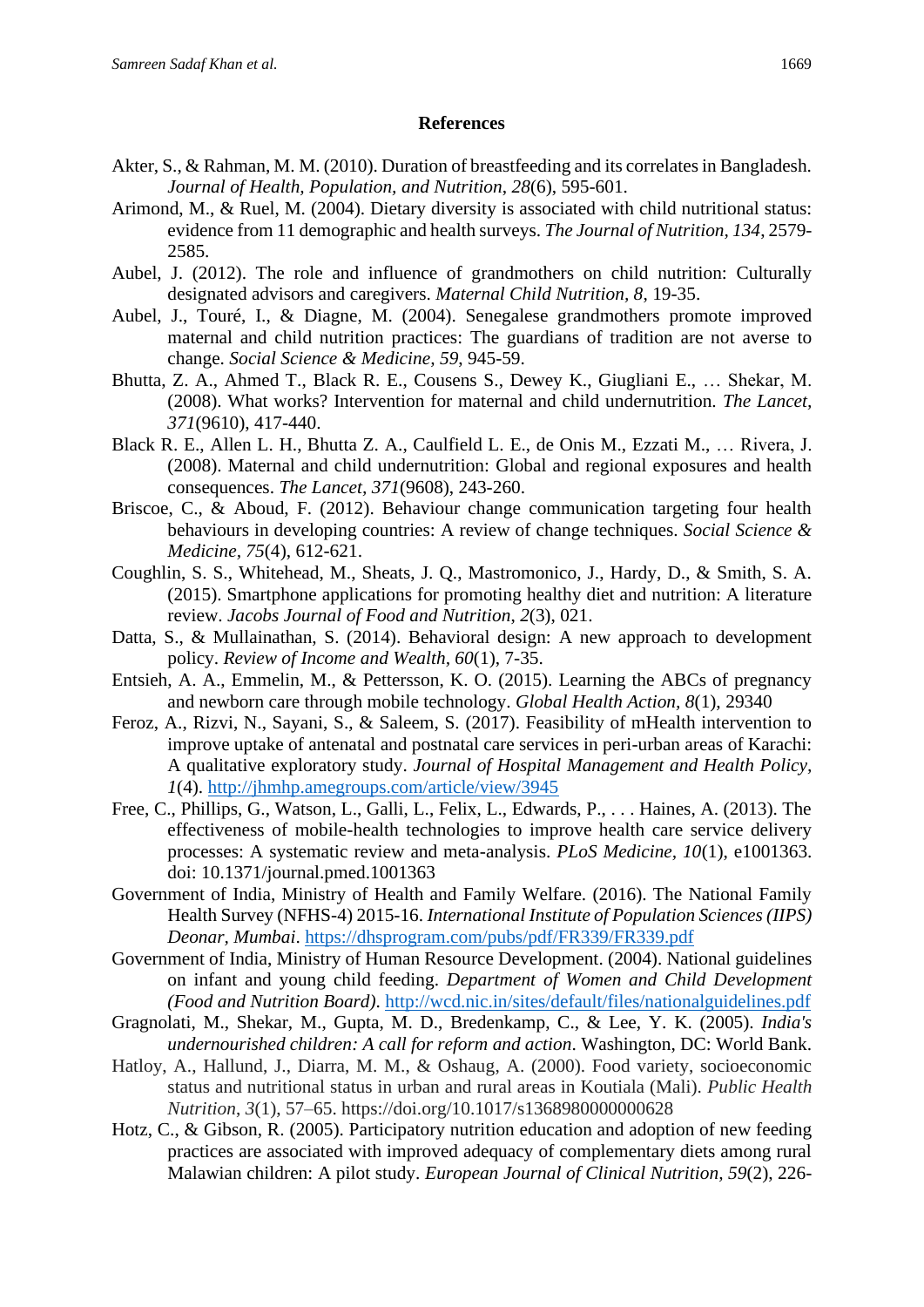## References

Akter, S., & Rahman, M. M. (2010). Duration of breastfeeding and its correlates in Bangladesh. *Journal of Health, Population, and Nutrition*, *28*(6), 595-601.

Arimond, M., & Ruel, M. (2004). Dietary diversity is associated with child nutritional status: evidence from 11 demographic and health surveys. *The Journal of Nutrition, 134*, 2579-2585.

Aubel, J. (2012). The role and influence of grandmothers on child nutrition: Culturally designated advisors and caregivers. *Maternal Child Nutrition, 8*, 19-35.

Aubel, J., Touré, I., & Diagne, M. (2004). Senegalese grandmothers promote improved maternal and child nutrition practices: The guardians of tradition are not averse to change. *Social Science & Medicine, 59*, 945-59.

Bhutta, Z. A., Ahmed T., Black R. E., Cousens S., Dewey K., Giugliani E., … Shekar, M. (2008). What works? Intervention for maternal and child undernutrition. *The Lancet, 371*(9610), 417-440.

Black R. E., Allen L. H., Bhutta Z. A., Caulfield L. E., de Onis M., Ezzati M., … Rivera, J. (2008). Maternal and child undernutrition: Global and regional exposures and health consequences. *The Lancet, 371*(9608), 243-260.

Briscoe, C., & Aboud, F. (2012). Behaviour change communication targeting four health behaviours in developing countries: A review of change techniques. *Social Science & Medicine*, *75*(4), 612-621.

Coughlin, S. S., Whitehead, M., Sheats, J. Q., Mastromonico, J., Hardy, D., & Smith, S. A. (2015). Smartphone applications for promoting healthy diet and nutrition: A literature review. *Jacobs Journal of Food and Nutrition*, *2*(3), 021.

Datta, S., & Mullainathan, S. (2014). Behavioral design: A new approach to development policy. *Review of Income and Wealth*, *60*(1), 7-35.

Entsieh, A. A., Emmelin, M., & Pettersson, K. O. (2015). Learning the ABCs of pregnancy and newborn care through mobile technology. *Global Health Action, 8*(1), 29340

Feroz, A., Rizvi, N., Sayani, S., & Saleem, S. (2017). Feasibility of mHealth intervention to improve uptake of antenatal and postnatal care services in peri-urban areas of Karachi: A qualitative exploratory study. *Journal of Hospital Management and Health Policy, 1*(4). http://jhmhp.amegroups.com/article/view/3945

Free, C., Phillips, G., Watson, L., Galli, L., Felix, L., Edwards, P., . . . Haines, A. (2013). The effectiveness of mobile-health technologies to improve health care service delivery processes: A systematic review and meta-analysis. *PLoS Medicine, 10*(1), e1001363. doi: 10.1371/journal.pmed.1001363

Government of India, Ministry of Health and Family Welfare. (2016). The National Family Health Survey (NFHS-4) 2015-16. *International Institute of Population Sciences (IIPS) Deonar, Mumbai*. https://dhsprogram.com/pubs/pdf/FR339/FR339.pdf

Government of India, Ministry of Human Resource Development. (2004). National guidelines on infant and young child feeding. *Department of Women and Child Development (Food and Nutrition Board)*. http://wcd.nic.in/sites/default/files/nationalguidelines.pdf

Gragnolati, M., Shekar, M., Gupta, M. D., Bredenkamp, C., & Lee, Y. K. (2005). *India's undernourished children: A call for reform and action*. Washington, DC: World Bank.

Hatloy, A., Hallund, J., Diarra, M. M., & Oshaug, A. (2000). Food variety, socioeconomic status and nutritional status in urban and rural areas in Koutiala (Mali). *Public Health Nutrition*, *3*(1), 57–65. https://doi.org/10.1017/s1368980000000628

Hotz, C., & Gibson, R. (2005). Participatory nutrition education and adoption of new feeding practices are associated with improved adequacy of complementary diets among rural Malawian children: A pilot study. *European Journal of Clinical Nutrition, 59*(2), 226-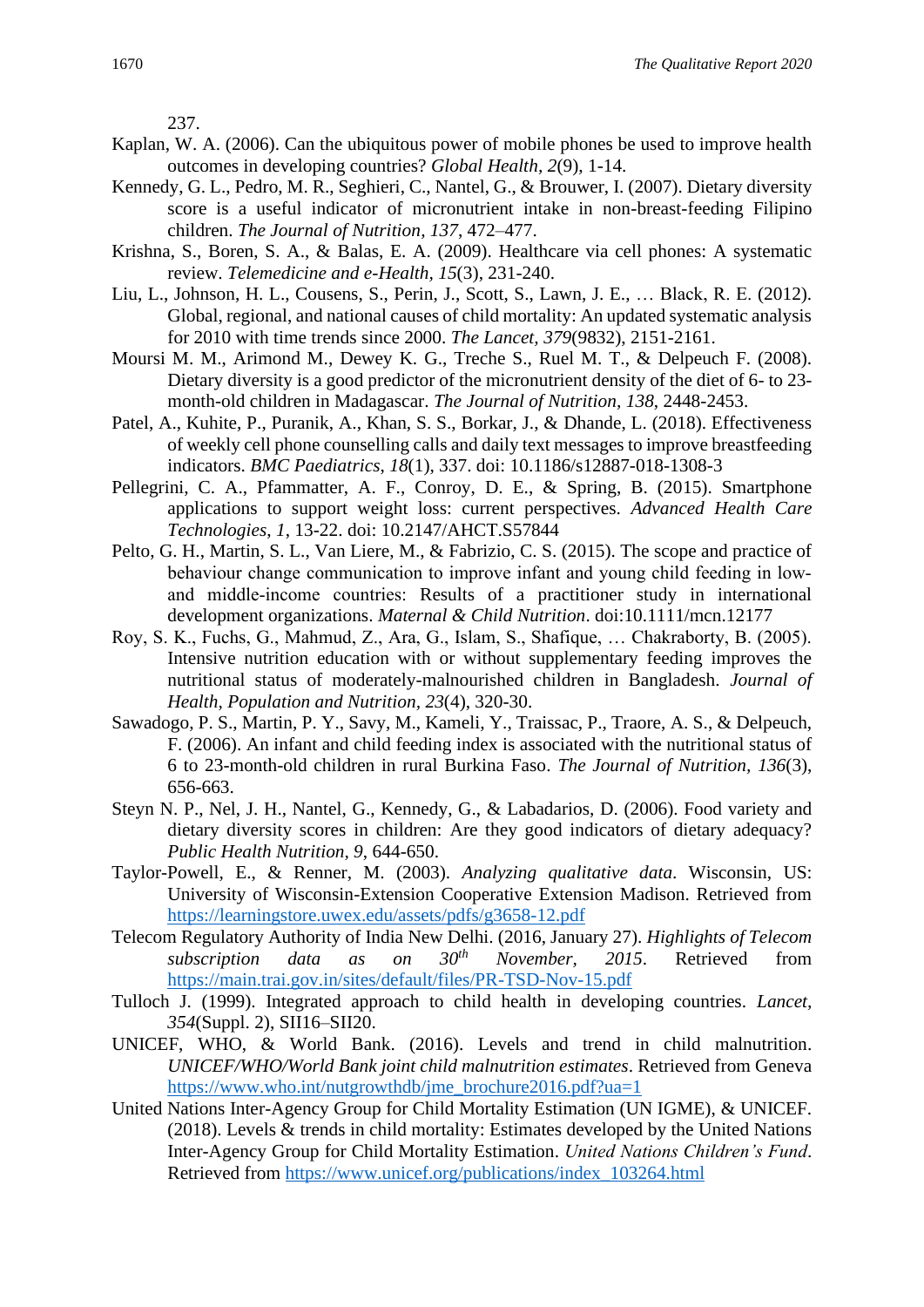237.

Kaplan, W. A. (2006). Can the ubiquitous power of mobile phones be used to improve health outcomes in developing countries? *Global Health*, *2*(9), 1-14.

Kennedy, G. L., Pedro, M. R., Seghieri, C., Nantel, G., & Brouwer, I. (2007). Dietary diversity score is a useful indicator of micronutrient intake in non-breast-feeding Filipino children. *The Journal of Nutrition*, *137*, 472–477.

Krishna, S., Boren, S. A., & Balas, E. A. (2009). Healthcare via cell phones: A systematic review. *Telemedicine and e-Health*, *15*(3), 231-240.

Liu, L., Johnson, H. L., Cousens, S., Perin, J., Scott, S., Lawn, J. E., … Black, R. E. (2012). Global, regional, and national causes of child mortality: An updated systematic analysis for 2010 with time trends since 2000. *The Lancet*, *379*(9832), 2151-2161.

Moursi M. M., Arimond M., Dewey K. G., Treche S., Ruel M. T., & Delpeuch F. (2008). Dietary diversity is a good predictor of the micronutrient density of the diet of 6- to 23-month-old children in Madagascar. *The Journal of Nutrition*, *138*, 2448-2453.

Patel, A., Kuhite, P., Puranik, A., Khan, S. S., Borkar, J., & Dhande, L. (2018). Effectiveness of weekly cell phone counselling calls and daily text messages to improve breastfeeding indicators. *BMC Paediatrics*, *18*(1), 337. doi: 10.1186/s12887-018-1308-3

Pellegrini, C. A., Pfammatter, A. F., Conroy, D. E., & Spring, B. (2015). Smartphone applications to support weight loss: current perspectives. *Advanced Health Care Technologies*, *1*, 13-22. doi: 10.2147/AHCT.S57844

Pelto, G. H., Martin, S. L., Van Liere, M., & Fabrizio, C. S. (2015). The scope and practice of behaviour change communication to improve infant and young child feeding in low- and middle-income countries: Results of a practitioner study in international development organizations. *Maternal & Child Nutrition*. doi:10.1111/mcn.12177

Roy, S. K., Fuchs, G., Mahmud, Z., Ara, G., Islam, S., Shafique, … Chakraborty, B. (2005). Intensive nutrition education with or without supplementary feeding improves the nutritional status of moderately-malnourished children in Bangladesh. *Journal of Health, Population and Nutrition*, *23*(4), 320-30.

Sawadogo, P. S., Martin, P. Y., Savy, M., Kameli, Y., Traissac, P., Traore, A. S., & Delpeuch, F. (2006). An infant and child feeding index is associated with the nutritional status of 6 to 23-month-old children in rural Burkina Faso. *The Journal of Nutrition*, *136*(3), 656-663.

Steyn N. P., Nel, J. H., Nantel, G., Kennedy, G., & Labadarios, D. (2006). Food variety and dietary diversity scores in children: Are they good indicators of dietary adequacy? *Public Health Nutrition*, *9*, 644-650.

Taylor-Powell, E., & Renner, M. (2003). *Analyzing qualitative data*. Wisconsin, US: University of Wisconsin-Extension Cooperative Extension Madison. Retrieved from https://learningstore.uwex.edu/assets/pdfs/g3658-12.pdf

Telecom Regulatory Authority of India New Delhi. (2016, January 27). *Highlights of Telecom subscription data as on 30th November, 2015*. Retrieved from https://main.trai.gov.in/sites/default/files/PR-TSD-Nov-15.pdf

Tulloch J. (1999). Integrated approach to child health in developing countries. *Lancet*, *354*(Suppl. 2), SII16–SII20.

UNICEF, WHO, & World Bank. (2016). Levels and trend in child malnutrition. *UNICEF/WHO/World Bank joint child malnutrition estimates*. Retrieved from Geneva https://www.who.int/nutgrowthdb/jme_brochure2016.pdf?ua=1

United Nations Inter-Agency Group for Child Mortality Estimation (UN IGME), & UNICEF. (2018). Levels & trends in child mortality: Estimates developed by the United Nations Inter-Agency Group for Child Mortality Estimation. *United Nations Children's Fund*. Retrieved from https://www.unicef.org/publications/index_103264.html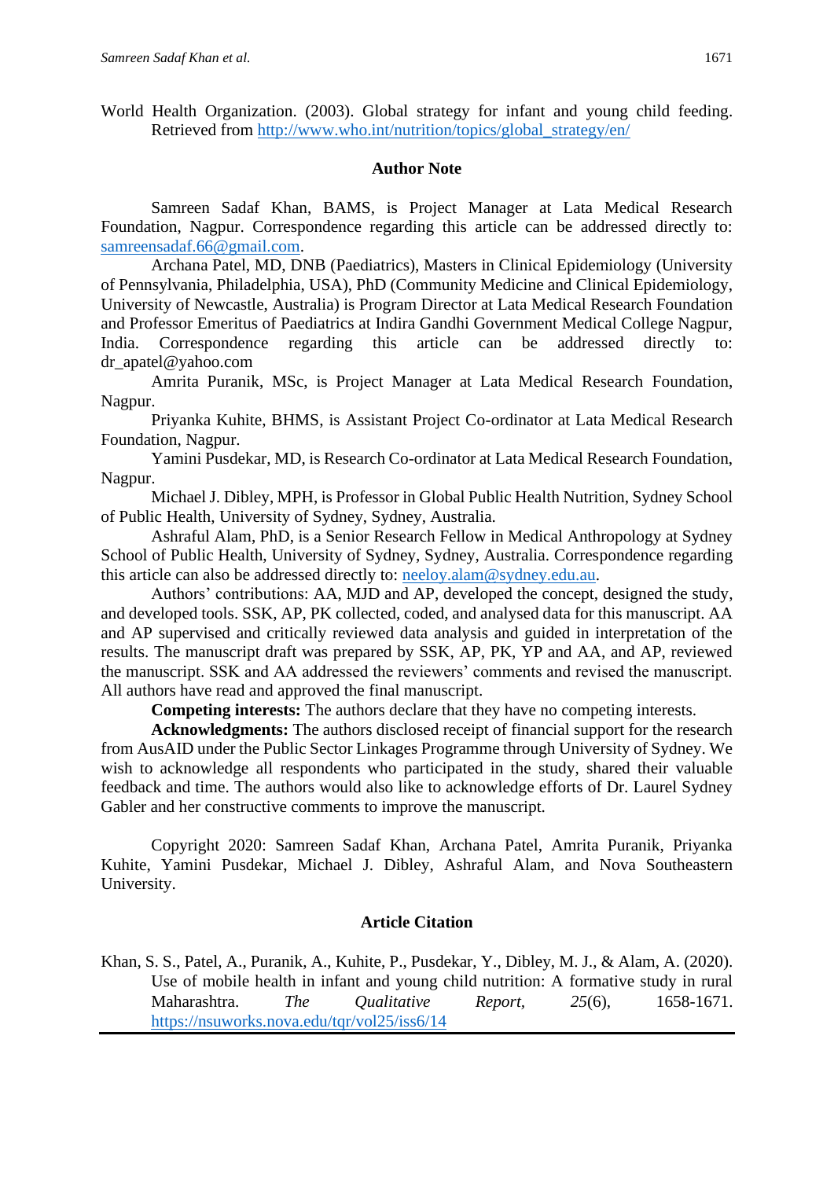World Health Organization. (2003). Global strategy for infant and young child feeding. Retrieved from http://www.who.int/nutrition/topics/global_strategy/en/

## Author Note

Samreen Sadaf Khan, BAMS, is Project Manager at Lata Medical Research Foundation, Nagpur. Correspondence regarding this article can be addressed directly to: samreensadaf.66@gmail.com.

Archana Patel, MD, DNB (Paediatrics), Masters in Clinical Epidemiology (University of Pennsylvania, Philadelphia, USA), PhD (Community Medicine and Clinical Epidemiology, University of Newcastle, Australia) is Program Director at Lata Medical Research Foundation and Professor Emeritus of Paediatrics at Indira Gandhi Government Medical College Nagpur, India. Correspondence regarding this article can be addressed directly to: dr_apatel@yahoo.com

Amrita Puranik, MSc, is Project Manager at Lata Medical Research Foundation, Nagpur.

Priyanka Kuhite, BHMS, is Assistant Project Co-ordinator at Lata Medical Research Foundation, Nagpur.

Yamini Pusdekar, MD, is Research Co-ordinator at Lata Medical Research Foundation, Nagpur.

Michael J. Dibley, MPH, is Professor in Global Public Health Nutrition, Sydney School of Public Health, University of Sydney, Sydney, Australia.

Ashraful Alam, PhD, is a Senior Research Fellow in Medical Anthropology at Sydney School of Public Health, University of Sydney, Sydney, Australia. Correspondence regarding this article can also be addressed directly to: neeloy.alam@sydney.edu.au.

Authors' contributions: AA, MJD and AP, developed the concept, designed the study, and developed tools. SSK, AP, PK collected, coded, and analysed data for this manuscript. AA and AP supervised and critically reviewed data analysis and guided in interpretation of the results. The manuscript draft was prepared by SSK, AP, PK, YP and AA, and AP, reviewed the manuscript. SSK and AA addressed the reviewers' comments and revised the manuscript. All authors have read and approved the final manuscript.

**Competing interests:** The authors declare that they have no competing interests.

**Acknowledgments:** The authors disclosed receipt of financial support for the research from AusAID under the Public Sector Linkages Programme through University of Sydney. We wish to acknowledge all respondents who participated in the study, shared their valuable feedback and time. The authors would also like to acknowledge efforts of Dr. Laurel Sydney Gabler and her constructive comments to improve the manuscript.

Copyright 2020: Samreen Sadaf Khan, Archana Patel, Amrita Puranik, Priyanka Kuhite, Yamini Pusdekar, Michael J. Dibley, Ashraful Alam, and Nova Southeastern University.

## Article Citation

Khan, S. S., Patel, A., Puranik, A., Kuhite, P., Pusdekar, Y., Dibley, M. J., & Alam, A. (2020). Use of mobile health in infant and young child nutrition: A formative study in rural Maharashtra. *The Qualitative Report, 25*(6), 1658-1671. https://nsuworks.nova.edu/tqr/vol25/iss6/14